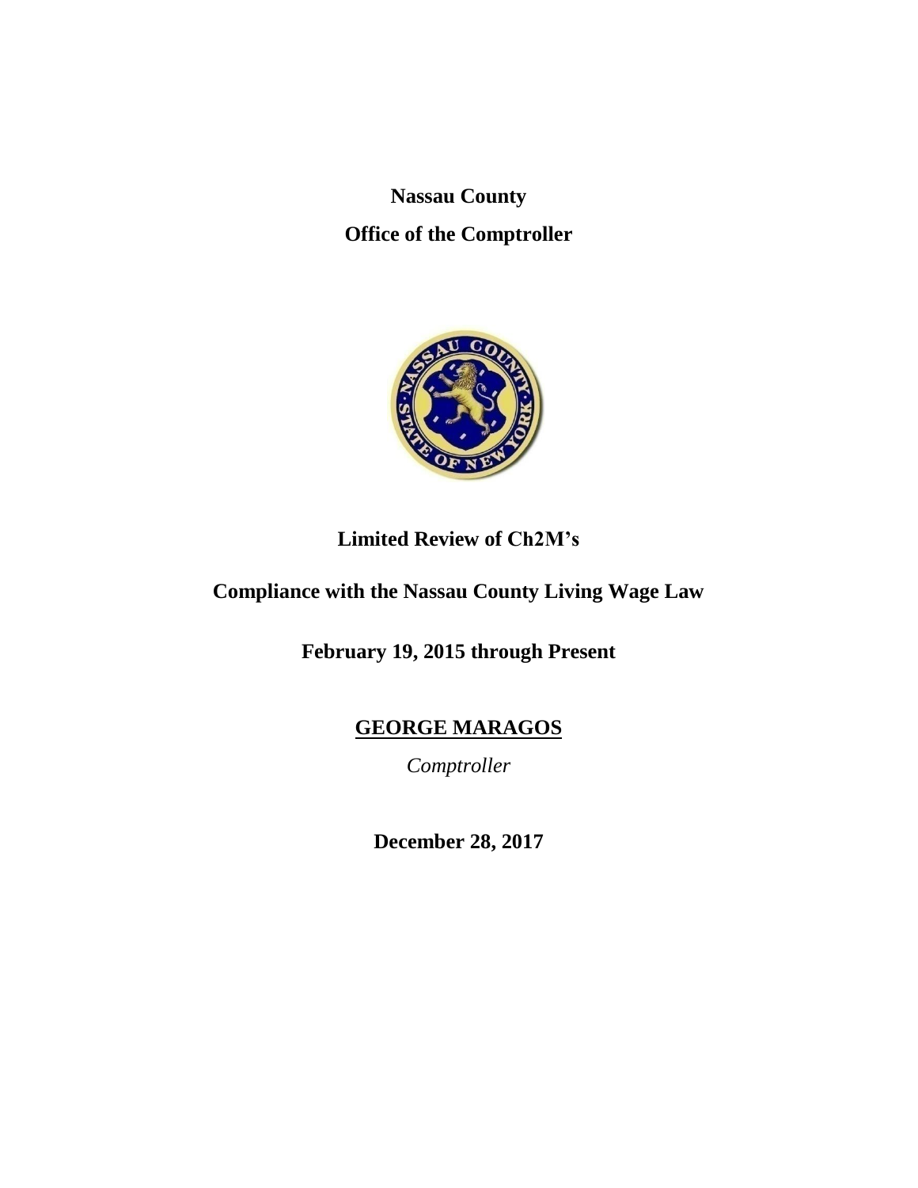**Nassau County**

**Office of the Comptroller**

# Limited Review of Ch2M's

# Compliance with the Nassau County Living Wage Law

## February 19, 2015 through Present

**GEORGE MARAGOS**

*Comptroller*

**December 28, 2017**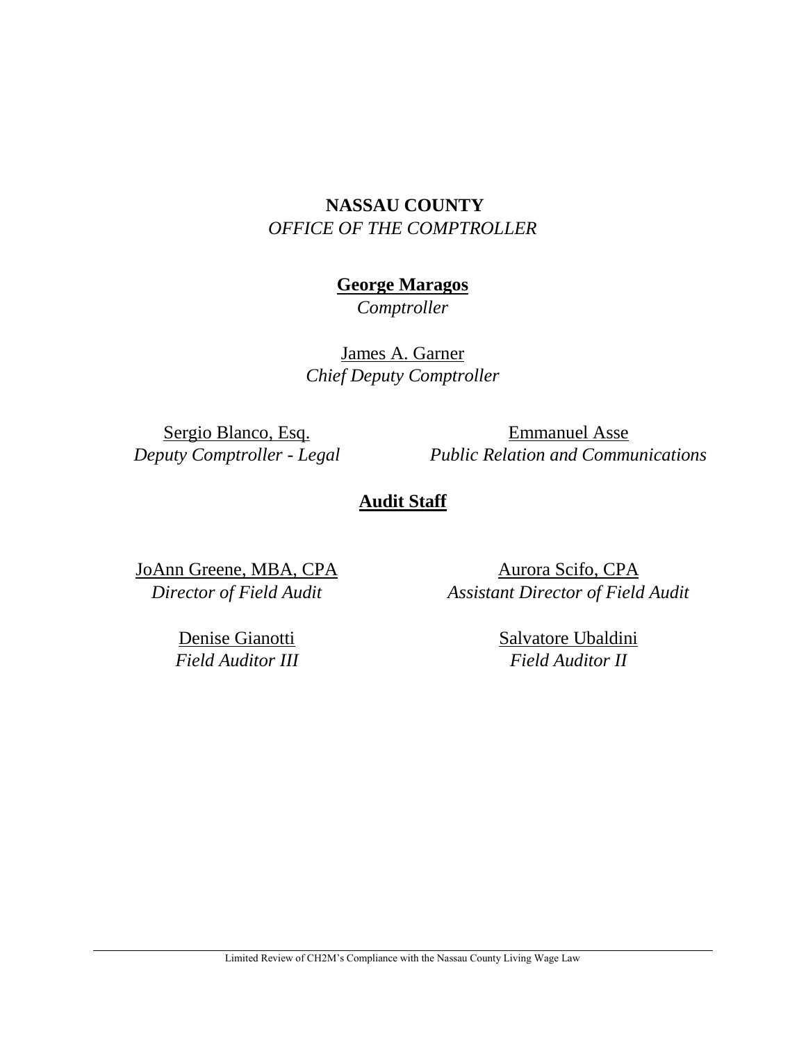**NASSAU COUNTY**

*OFFICE OF THE COMPTROLLER*

**George Maragos**

*Comptroller*

James A. Garner

*Chief Deputy Comptroller*

Sergio Blanco, Esq.

*Deputy Comptroller - Legal*

Emmanuel Asse

*Public Relation and Communications*

## Audit Staff

JoAnn Greene, MBA, CPA

*Director of Field Audit*

Aurora Scifo, CPA

*Assistant Director of Field Audit*

Denise Gianotti

*Field Auditor III*

Salvatore Ubaldini

*Field Auditor II*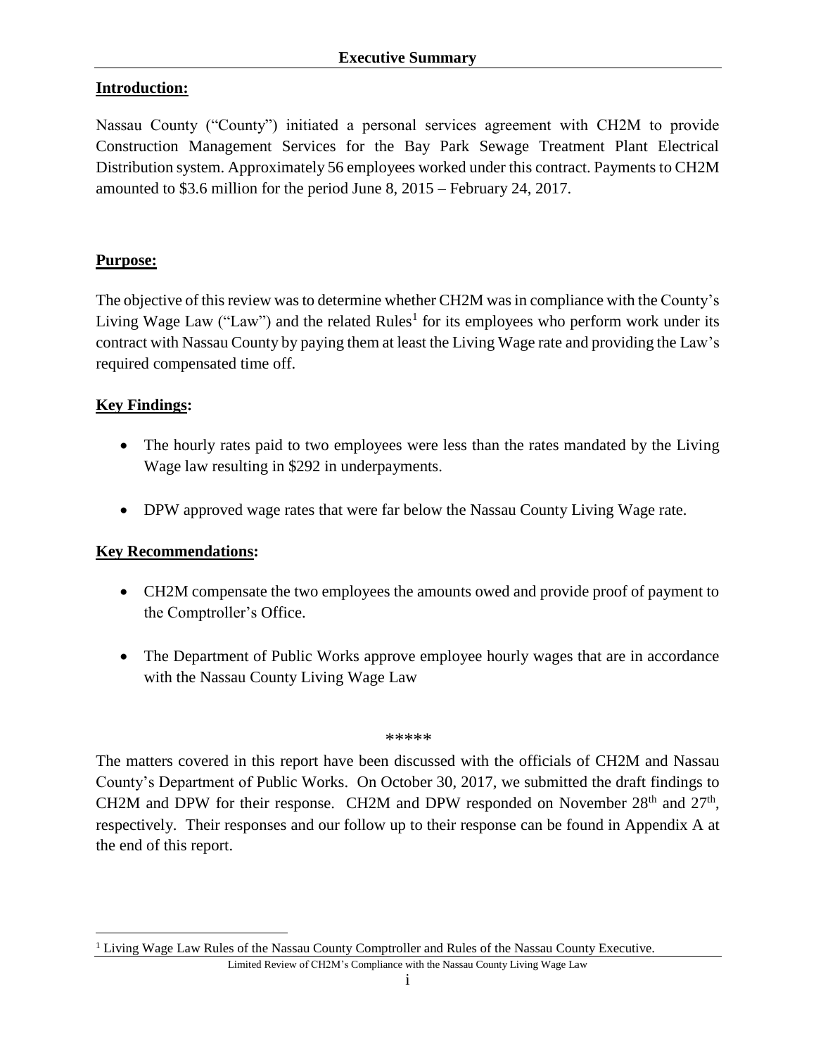# Executive Summary

**Introduction:**

Nassau County ("County") initiated a personal services agreement with CH2M to provide Construction Management Services for the Bay Park Sewage Treatment Plant Electrical Distribution system. Approximately 56 employees worked under this contract. Payments to CH2M amounted to $3.6 million for the period June 8, 2015 – February 24, 2017.

**Purpose:**

The objective of this review was to determine whether CH2M was in compliance with the County's Living Wage Law ("Law") and the related Rules[1] for its employees who perform work under its contract with Nassau County by paying them at least the Living Wage rate and providing the Law's required compensated time off.

**Key Findings:**

- The hourly rates paid to two employees were less than the rates mandated by the Living Wage law resulting in $292 in underpayments.
- DPW approved wage rates that were far below the Nassau County Living Wage rate.

**Key Recommendations:**

- CH2M compensate the two employees the amounts owed and provide proof of payment to the Comptroller's Office.
- The Department of Public Works approve employee hourly wages that are in accordance with the Nassau County Living Wage Law

*****

The matters covered in this report have been discussed with the officials of CH2M and Nassau County's Department of Public Works. On October 30, 2017, we submitted the draft findings to CH2M and DPW for their response. CH2M and DPW responded on November 28th and 27th, respectively. Their responses and our follow up to their response can be found in Appendix A at the end of this report.

[1] Living Wage Law Rules of the Nassau County Comptroller and Rules of the Nassau County Executive.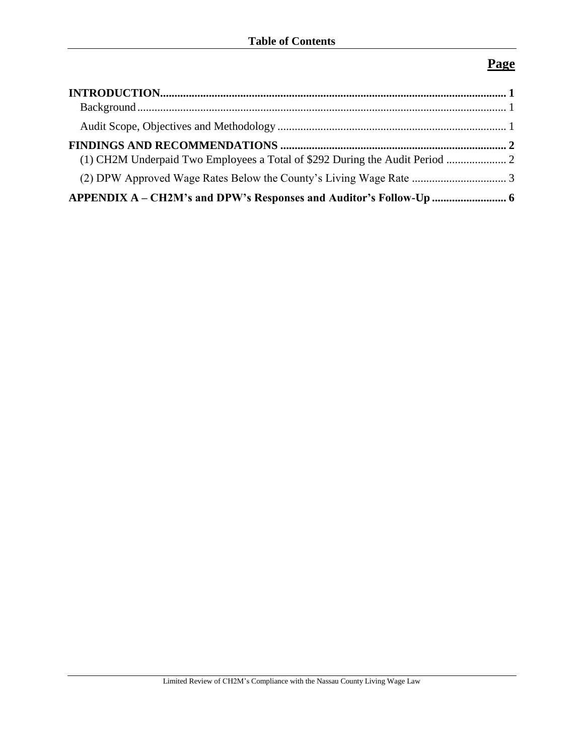**Table of Contents**

| | **Page** |
|---|---|
| **INTRODUCTION** | **1** |
| Background | 1 |
| Audit Scope, Objectives and Methodology | 1 |
| **FINDINGS AND RECOMMENDATIONS** | **2** |
| (1) CH2M Underpaid Two Employees a Total of $292 During the Audit Period | 2 |
| (2) DPW Approved Wage Rates Below the County's Living Wage Rate | 3 |
| **APPENDIX A – CH2M's and DPW's Responses and Auditor's Follow-Up** | **6** |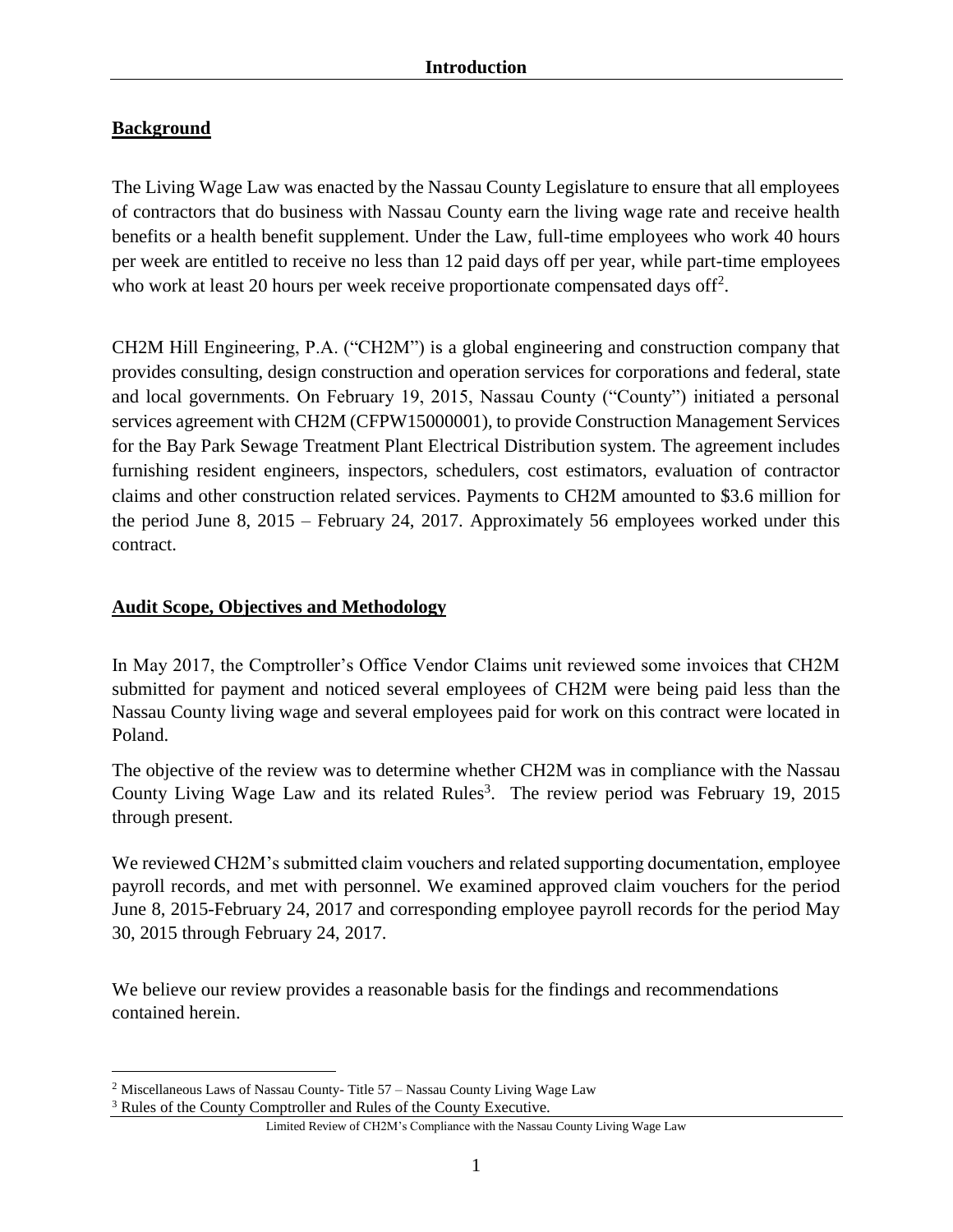# Introduction

## Background

The Living Wage Law was enacted by the Nassau County Legislature to ensure that all employees of contractors that do business with Nassau County earn the living wage rate and receive health benefits or a health benefit supplement. Under the Law, full-time employees who work 40 hours per week are entitled to receive no less than 12 paid days off per year, while part-time employees who work at least 20 hours per week receive proportionate compensated days off[2].

CH2M Hill Engineering, P.A. ("CH2M") is a global engineering and construction company that provides consulting, design construction and operation services for corporations and federal, state and local governments. On February 19, 2015, Nassau County ("County") initiated a personal services agreement with CH2M (CFPW15000001), to provide Construction Management Services for the Bay Park Sewage Treatment Plant Electrical Distribution system. The agreement includes furnishing resident engineers, inspectors, schedulers, cost estimators, evaluation of contractor claims and other construction related services. Payments to CH2M amounted to $3.6 million for the period June 8, 2015 – February 24, 2017. Approximately 56 employees worked under this contract.

## Audit Scope, Objectives and Methodology

In May 2017, the Comptroller's Office Vendor Claims unit reviewed some invoices that CH2M submitted for payment and noticed several employees of CH2M were being paid less than the Nassau County living wage and several employees paid for work on this contract were located in Poland.

The objective of the review was to determine whether CH2M was in compliance with the Nassau County Living Wage Law and its related Rules[3]. The review period was February 19, 2015 through present.

We reviewed CH2M's submitted claim vouchers and related supporting documentation, employee payroll records, and met with personnel. We examined approved claim vouchers for the period June 8, 2015-February 24, 2017 and corresponding employee payroll records for the period May 30, 2015 through February 24, 2017.

We believe our review provides a reasonable basis for the findings and recommendations contained herein.

---

[2] Miscellaneous Laws of Nassau County- Title 57 – Nassau County Living Wage Law

[3] Rules of the County Comptroller and Rules of the County Executive.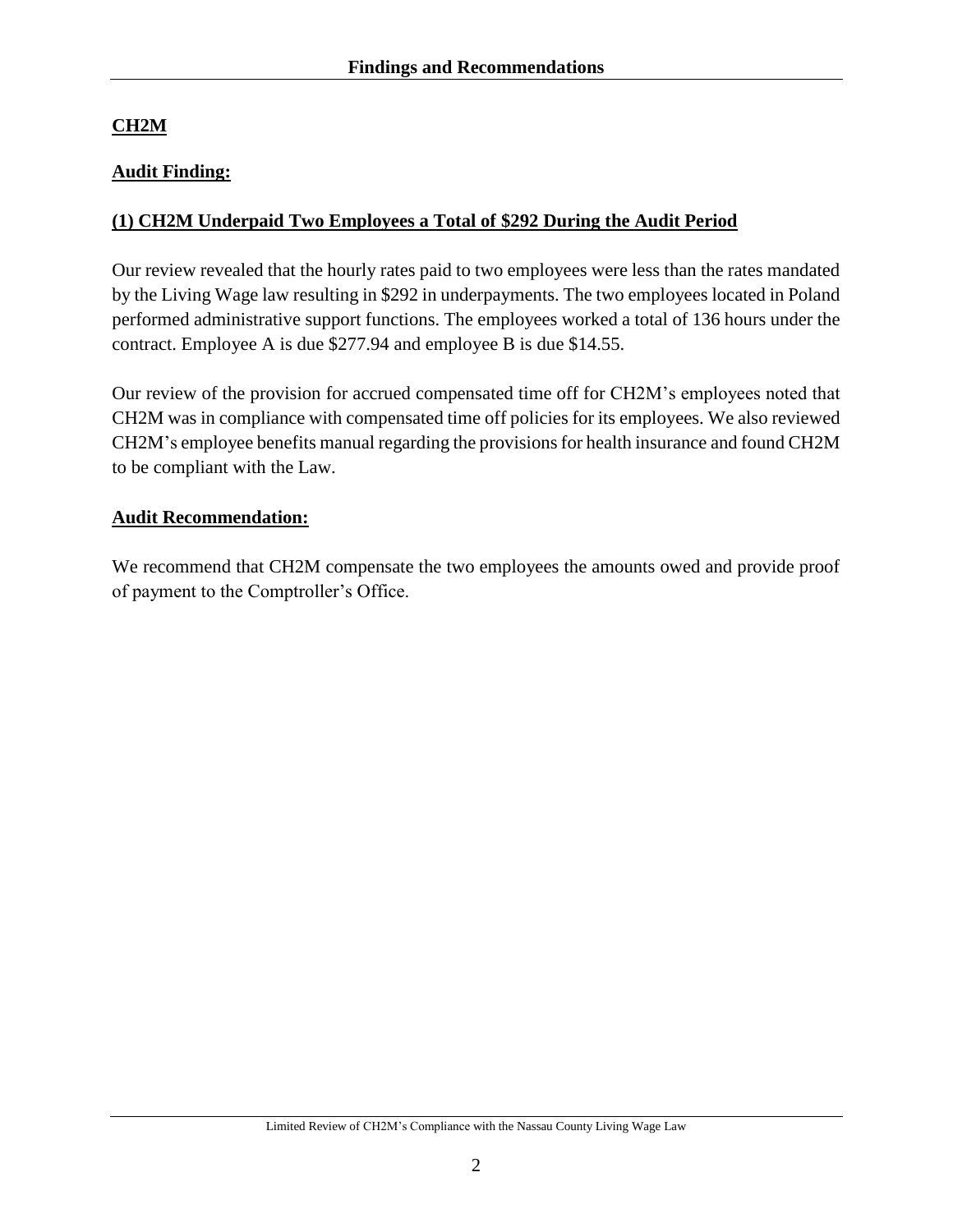## Findings and Recommendations

### CH2M

**Audit Finding:**

**(1) CH2M Underpaid Two Employees a Total of $292 During the Audit Period**

Our review revealed that the hourly rates paid to two employees were less than the rates mandated by the Living Wage law resulting in $292 in underpayments. The two employees located in Poland performed administrative support functions. The employees worked a total of 136 hours under the contract. Employee A is due $277.94 and employee B is due $14.55.

Our review of the provision for accrued compensated time off for CH2M's employees noted that CH2M was in compliance with compensated time off policies for its employees. We also reviewed CH2M's employee benefits manual regarding the provisions for health insurance and found CH2M to be compliant with the Law.

**Audit Recommendation:**

We recommend that CH2M compensate the two employees the amounts owed and provide proof of payment to the Comptroller's Office.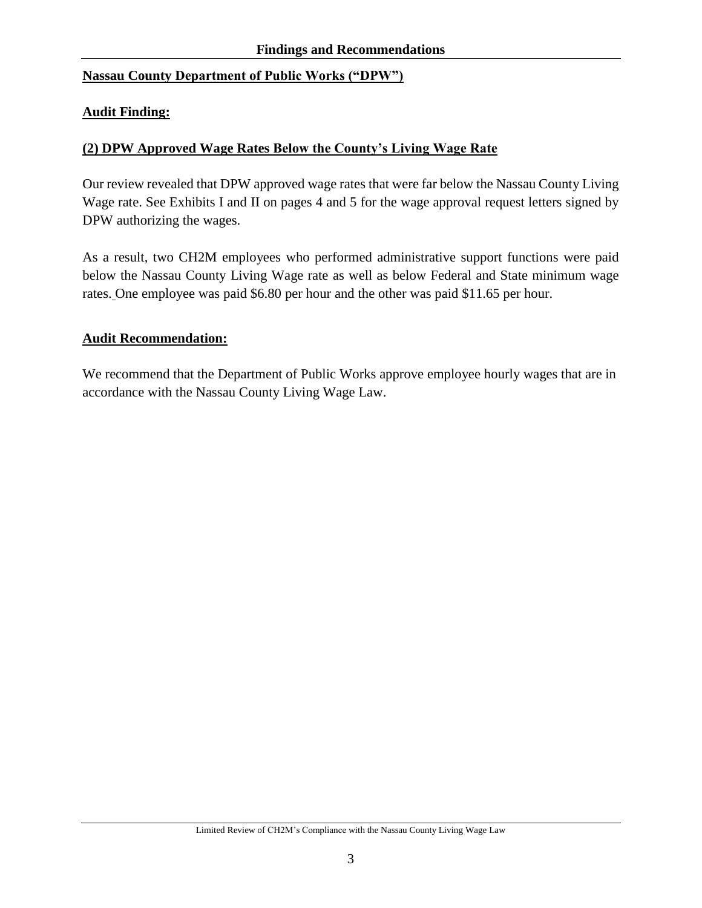## Findings and Recommendations

**Nassau County Department of Public Works ("DPW")**

**Audit Finding:**

**(2) DPW Approved Wage Rates Below the County's Living Wage Rate**

Our review revealed that DPW approved wage rates that were far below the Nassau County Living Wage rate. See Exhibits I and II on pages 4 and 5 for the wage approval request letters signed by DPW authorizing the wages.

As a result, two CH2M employees who performed administrative support functions were paid below the Nassau County Living Wage rate as well as below Federal and State minimum wage rates. One employee was paid $6.80 per hour and the other was paid $11.65 per hour.

**Audit Recommendation:**

We recommend that the Department of Public Works approve employee hourly wages that are in accordance with the Nassau County Living Wage Law.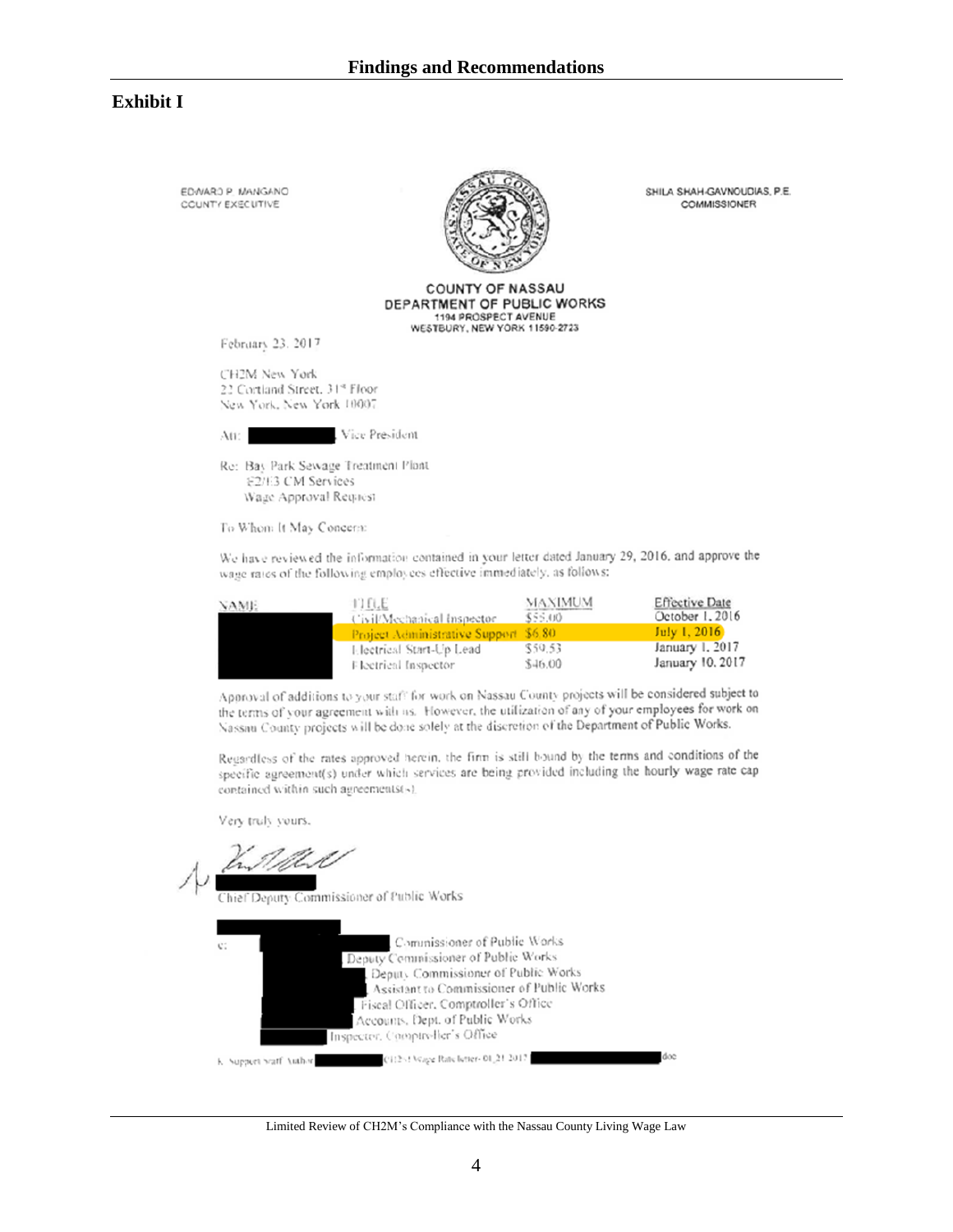## Exhibit I

EDWARD P. MANGANO
COUNTY EXECUTIVE

SHILA SHAH-GAVNOUDIAS, P.E.
COMMISSIONER

**COUNTY OF NASSAU**
**DEPARTMENT OF PUBLIC WORKS**
1194 PROSPECT AVENUE
WESTBURY, NEW YORK 11590-2723

February 23, 2017

CH2M New York
22 Cortland Street, 31st Floor
New York, New York 10007

Att: ████████ Vice President

Re: Bay Park Sewage Treatment Plant
E2/E3 CM Services
Wage Approval Request

To Whom It May Concern:

We have reviewed the information contained in your letter dated January 29, 2016, and approve the wage rates of the following employees effective immediately, as follows:

| NAME | TITLE | MAXIMUM | Effective Date |
|---|---|---|---|
| ████ | Civil/Mechanical Inspector | $55.00 | October 1, 2016 |
| ████ | Project Administrative Support | $6.80 | July 1, 2016 |
| ████ | Electrical Start-Up Lead | $59.53 | January 1, 2017 |
| ████ | Electrical Inspector | $46.00 | January 10, 2017 |

Approval of additions to your staff for work on Nassau County projects will be considered subject to the terms of your agreement with us. However, the utilization of any of your employees for work on Nassau County projects will be done solely at the discretion of the Department of Public Works.

Regardless of the rates approved herein, the firm is still bound by the terms and conditions of the specific agreement(s) under which services are being provided including the hourly wage rate cap contained within such agreements(s).

Very truly yours,

████
Chief Deputy Commissioner of Public Works

c: ████ Commissioner of Public Works
████ Deputy Commissioner of Public Works
████ Deputy Commissioner of Public Works
████ Assistant to Commissioner of Public Works
████ Fiscal Officer, Comptroller's Office
████ Accounts, Dept. of Public Works
████ Inspector, Comptroller's Office

K. Support staff Author ████ CH2M Wage Rate letter- 01_21 2017 ████ doc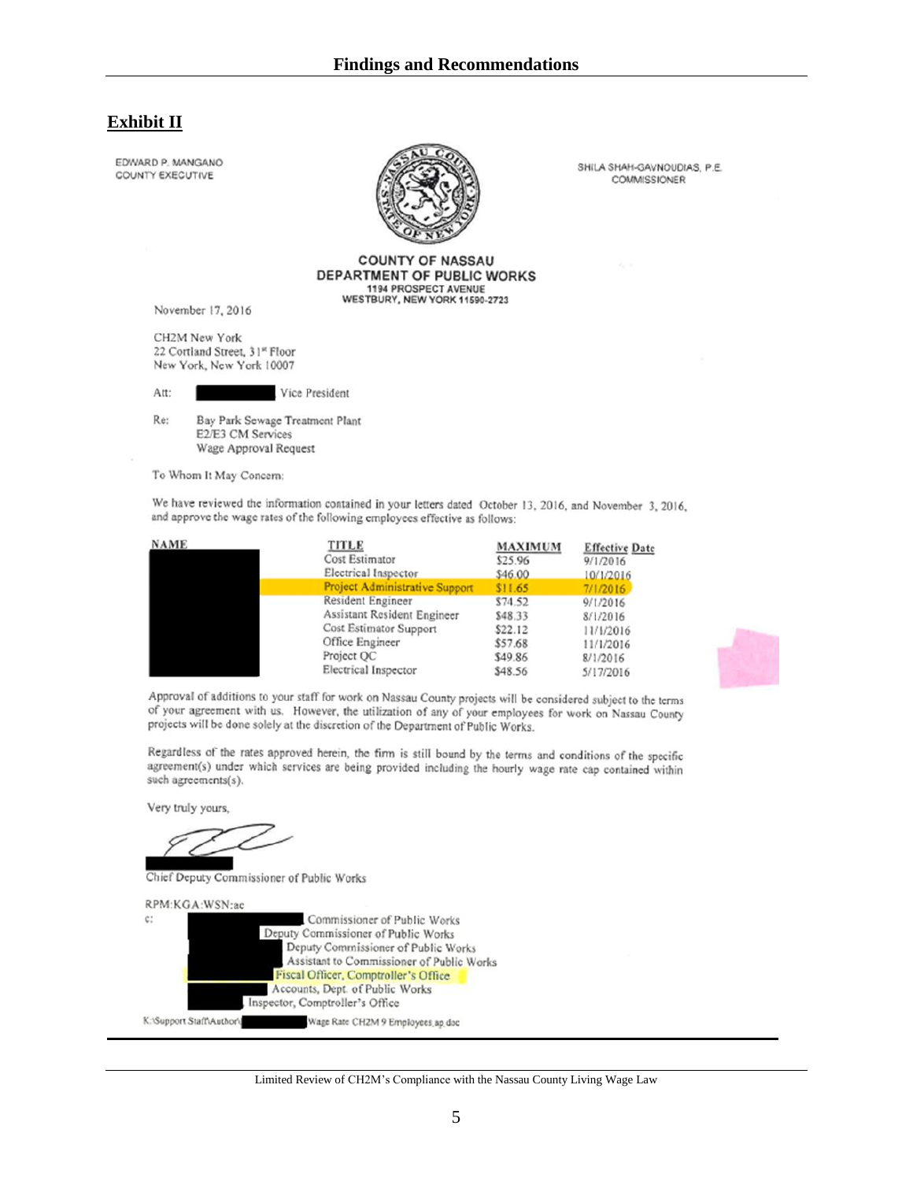## Exhibit II

EDWARD P. MANGANO
COUNTY EXECUTIVE

SHILA SHAH-GAVNOUDIAS, P.E.
COMMISSIONER

**COUNTY OF NASSAU**
**DEPARTMENT OF PUBLIC WORKS**
1194 PROSPECT AVENUE
WESTBURY, NEW YORK 11590-2723

November 17, 2016

CH2M New York
22 Cortland Street, 31st Floor
New York, New York 10007

Att: ██████ Vice President

Re: Bay Park Sewage Treatment Plant
E2/E3 CM Services
Wage Approval Request

To Whom It May Concern:

We have reviewed the information contained in your letters dated October 13, 2016, and November 3, 2016, and approve the wage rates of the following employees effective as follows:

| NAME | TITLE | MAXIMUM | Effective Date |
|---|---|---|---|
| ██████ | Cost Estimator | $25.96 | 9/1/2016 |
| ██████ | Electrical Inspector | $46.00 | 10/1/2016 |
| ██████ | Project Administrative Support | $11.65 | 7/1/2016 |
| ██████ | Resident Engineer | $74.52 | 9/1/2016 |
| ██████ | Assistant Resident Engineer | $48.33 | 8/1/2016 |
| ██████ | Cost Estimator Support | $22.12 | 11/1/2016 |
| ██████ | Office Engineer | $57.68 | 11/1/2016 |
| ██████ | Project QC | $49.86 | 8/1/2016 |
| ██████ | Electrical Inspector | $48.56 | 5/17/2016 |

Approval of additions to your staff for work on Nassau County projects will be considered subject to the terms of your agreement with us. However, the utilization of any of your employees for work on Nassau County projects will be done solely at the discretion of the Department of Public Works.

Regardless of the rates approved herein, the firm is still bound by the terms and conditions of the specific agreement(s) under which services are being provided including the hourly wage rate cap contained within such agreements(s).

Very truly yours,

██████
Chief Deputy Commissioner of Public Works

RPM:KGA:WSN:ac

c: ██████ Commissioner of Public Works
██████ Deputy Commissioner of Public Works
██████ Deputy Commissioner of Public Works
██████ Assistant to Commissioner of Public Works
██████ Fiscal Officer, Comptroller's Office
██████ Accounts, Dept. of Public Works
██████ Inspector, Comptroller's Office

K:\Support Staff\Author\ ██████ Wage Rate CH2M 9 Employees.ap.doc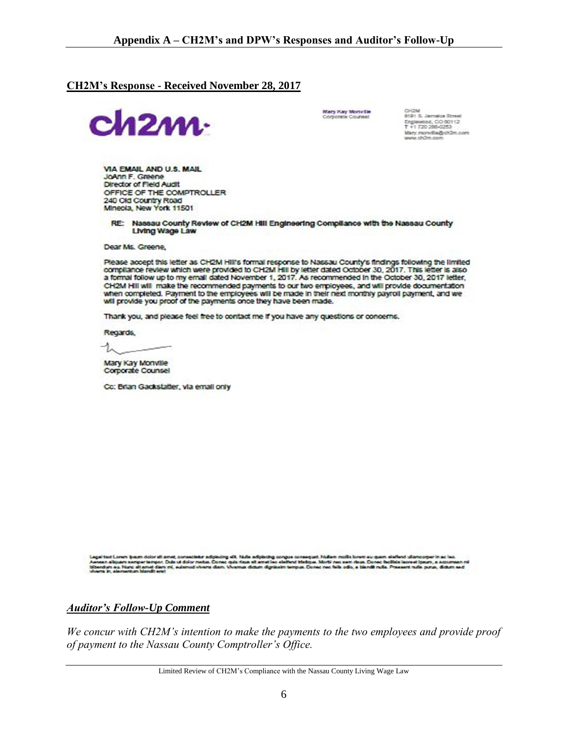## Appendix A – CH2M's and DPW's Responses and Auditor's Follow-Up

### CH2M's Response - Received November 28, 2017

ch2m·

Mary Kay Monville
Corporate Counsel

CH2M
9191 S. Jamaica Street
Englewood, CO 80112
T +1 720 286-0253
Mary.monville@ch2m.com
www.ch2m.com

VIA EMAIL AND U.S. MAIL
JoAnn F. Greene
Director of Field Audit
OFFICE OF THE COMPTROLLER
240 Old Country Road
Mineola, New York 11501

RE: **Nassau County Review of CH2M Hill Engineering Compliance with the Nassau County Living Wage Law**

Dear Ms. Greene,

Please accept this letter as CH2M Hill's formal response to Nassau County's findings following the limited compliance review which were provided to CH2M Hill by letter dated October 30, 2017. This letter is also a formal follow up to my email dated November 1, 2017. As recommended in the October 30, 2017 letter, CH2M Hill will make the recommended payments to our two employees, and will provide documentation when completed. Payment to the employees will be made in their next monthly payroll payment, and we will provide you proof of the payments once they have been made.

Thank you, and please feel free to contact me if you have any questions or concerns.

Regards,

Mary Kay Monville
Corporate Counsel

Cc: Brian Gackstatter, via email only

Legal text Lorem ipsum dolor sit amet, consectetur adipiscing elit. Nulla adipiscing congue consequat. Nullam mollis lorem eu quam eleifend ullamcorper in ac leo. Aenean aliquam semper tempor. Duis ut dolor metus. Donec quis risus sit amet leo eleifend tristique. Morbi nec sem risus. Donec facilisis laoreet ipsum, a accumsan mi bibendum eu. Nunc sit amet diam mi, euismod viverra diam. Vivamus dictum dignissim tempus. Donec nec felis odio, a blandit nulla. Praesent nulla purus, dictum sed viverra in, elementum blandit erat

### *Auditor's Follow-Up Comment*

*We concur with CH2M's intention to make the payments to the two employees and provide proof of payment to the Nassau County Comptroller's Office.*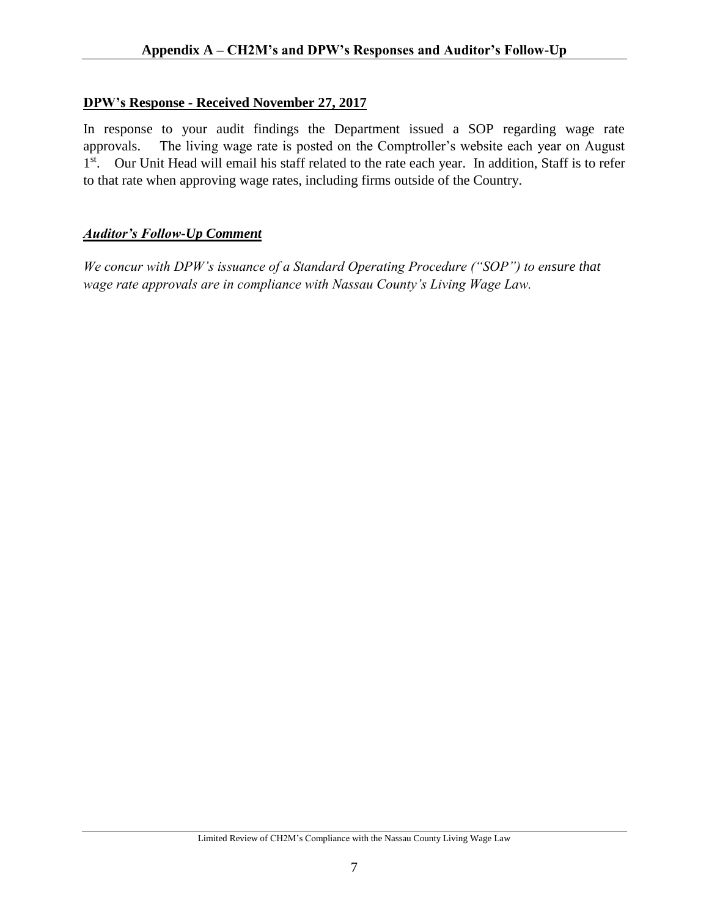## Appendix A – CH2M's and DPW's Responses and Auditor's Follow-Up

**DPW's Response - Received November 27, 2017**

In response to your audit findings the Department issued a SOP regarding wage rate approvals. The living wage rate is posted on the Comptroller's website each year on August 1st. Our Unit Head will email his staff related to the rate each year. In addition, Staff is to refer to that rate when approving wage rates, including firms outside of the Country.

***Auditor's Follow-Up Comment***

*We concur with DPW's issuance of a Standard Operating Procedure ("SOP") to ensure that wage rate approvals are in compliance with Nassau County's Living Wage Law.*